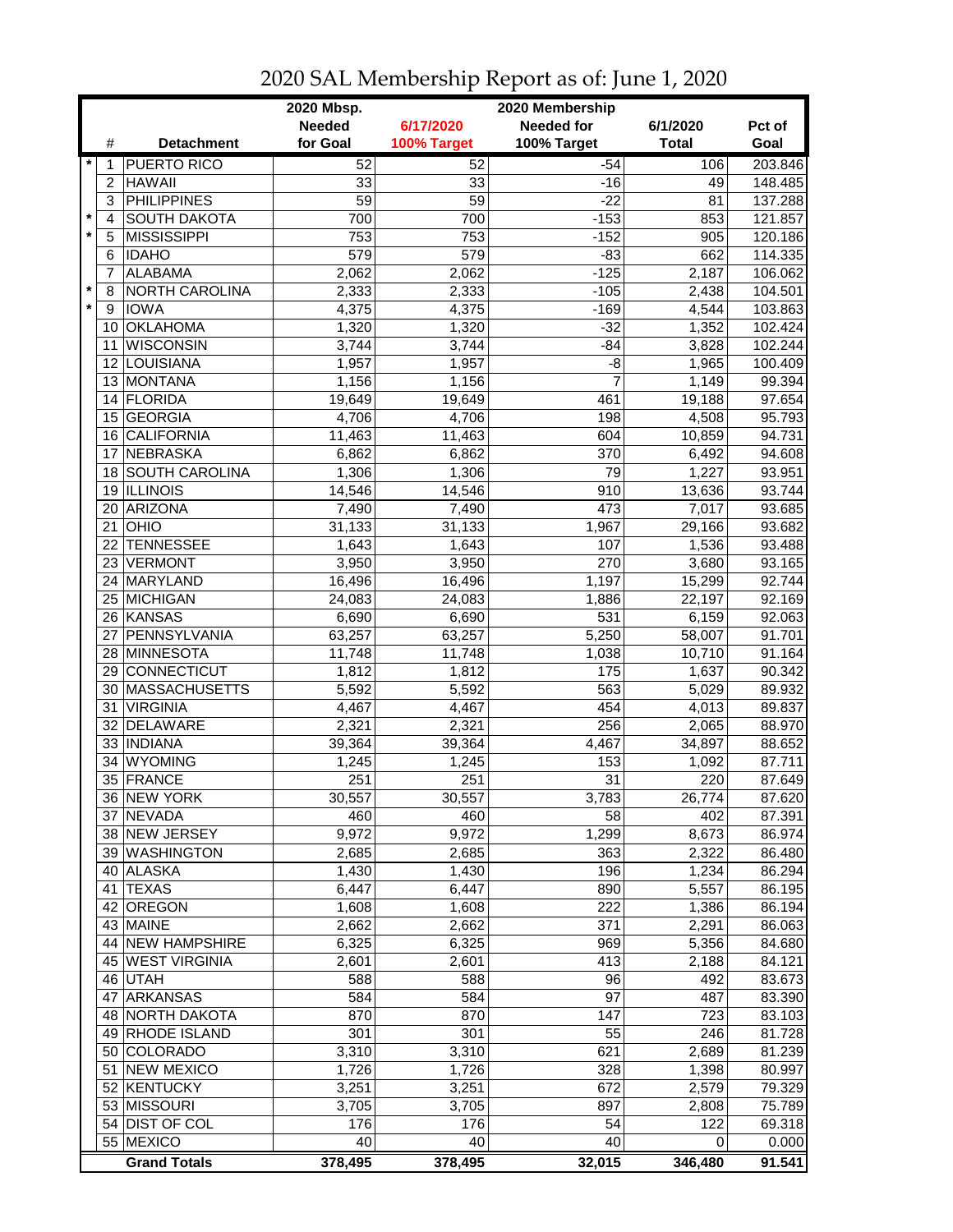# 2020 SAL Membership Report as of: June 1, 2020

| | # | Detachment | 2020 Mbsp. Needed for Goal | 6/17/2020 100% Target | 2020 Membership Needed for 100% Target | 6/1/2020 Total | Pct of Goal |
|---|---|---|---|---|---|---|---|
| * | 1 | PUERTO RICO | 52 | 52 | -54 | 106 | 203.846 |
| | 2 | HAWAII | 33 | 33 | -16 | 49 | 148.485 |
| | 3 | PHILIPPINES | 59 | 59 | -22 | 81 | 137.288 |
| * | 4 | SOUTH DAKOTA | 700 | 700 | -153 | 853 | 121.857 |
| * | 5 | MISSISSIPPI | 753 | 753 | -152 | 905 | 120.186 |
| | 6 | IDAHO | 579 | 579 | -83 | 662 | 114.335 |
| | 7 | ALABAMA | 2,062 | 2,062 | -125 | 2,187 | 106.062 |
| * | 8 | NORTH CAROLINA | 2,333 | 2,333 | -105 | 2,438 | 104.501 |
| * | 9 | IOWA | 4,375 | 4,375 | -169 | 4,544 | 103.863 |
| | 10 | OKLAHOMA | 1,320 | 1,320 | -32 | 1,352 | 102.424 |
| | 11 | WISCONSIN | 3,744 | 3,744 | -84 | 3,828 | 102.244 |
| | 12 | LOUISIANA | 1,957 | 1,957 | -8 | 1,965 | 100.409 |
| | 13 | MONTANA | 1,156 | 1,156 | 7 | 1,149 | 99.394 |
| | 14 | FLORIDA | 19,649 | 19,649 | 461 | 19,188 | 97.654 |
| | 15 | GEORGIA | 4,706 | 4,706 | 198 | 4,508 | 95.793 |
| | 16 | CALIFORNIA | 11,463 | 11,463 | 604 | 10,859 | 94.731 |
| | 17 | NEBRASKA | 6,862 | 6,862 | 370 | 6,492 | 94.608 |
| | 18 | SOUTH CAROLINA | 1,306 | 1,306 | 79 | 1,227 | 93.951 |
| | 19 | ILLINOIS | 14,546 | 14,546 | 910 | 13,636 | 93.744 |
| | 20 | ARIZONA | 7,490 | 7,490 | 473 | 7,017 | 93.685 |
| | 21 | OHIO | 31,133 | 31,133 | 1,967 | 29,166 | 93.682 |
| | 22 | TENNESSEE | 1,643 | 1,643 | 107 | 1,536 | 93.488 |
| | 23 | VERMONT | 3,950 | 3,950 | 270 | 3,680 | 93.165 |
| | 24 | MARYLAND | 16,496 | 16,496 | 1,197 | 15,299 | 92.744 |
| | 25 | MICHIGAN | 24,083 | 24,083 | 1,886 | 22,197 | 92.169 |
| | 26 | KANSAS | 6,690 | 6,690 | 531 | 6,159 | 92.063 |
| | 27 | PENNSYLVANIA | 63,257 | 63,257 | 5,250 | 58,007 | 91.701 |
| | 28 | MINNESOTA | 11,748 | 11,748 | 1,038 | 10,710 | 91.164 |
| | 29 | CONNECTICUT | 1,812 | 1,812 | 175 | 1,637 | 90.342 |
| | 30 | MASSACHUSETTS | 5,592 | 5,592 | 563 | 5,029 | 89.932 |
| | 31 | VIRGINIA | 4,467 | 4,467 | 454 | 4,013 | 89.837 |
| | 32 | DELAWARE | 2,321 | 2,321 | 256 | 2,065 | 88.970 |
| | 33 | INDIANA | 39,364 | 39,364 | 4,467 | 34,897 | 88.652 |
| | 34 | WYOMING | 1,245 | 1,245 | 153 | 1,092 | 87.711 |
| | 35 | FRANCE | 251 | 251 | 31 | 220 | 87.649 |
| | 36 | NEW YORK | 30,557 | 30,557 | 3,783 | 26,774 | 87.620 |
| | 37 | NEVADA | 460 | 460 | 58 | 402 | 87.391 |
| | 38 | NEW JERSEY | 9,972 | 9,972 | 1,299 | 8,673 | 86.974 |
| | 39 | WASHINGTON | 2,685 | 2,685 | 363 | 2,322 | 86.480 |
| | 40 | ALASKA | 1,430 | 1,430 | 196 | 1,234 | 86.294 |
| | 41 | TEXAS | 6,447 | 6,447 | 890 | 5,557 | 86.195 |
| | 42 | OREGON | 1,608 | 1,608 | 222 | 1,386 | 86.194 |
| | 43 | MAINE | 2,662 | 2,662 | 371 | 2,291 | 86.063 |
| | 44 | NEW HAMPSHIRE | 6,325 | 6,325 | 969 | 5,356 | 84.680 |
| | 45 | WEST VIRGINIA | 2,601 | 2,601 | 413 | 2,188 | 84.121 |
| | 46 | UTAH | 588 | 588 | 96 | 492 | 83.673 |
| | 47 | ARKANSAS | 584 | 584 | 97 | 487 | 83.390 |
| | 48 | NORTH DAKOTA | 870 | 870 | 147 | 723 | 83.103 |
| | 49 | RHODE ISLAND | 301 | 301 | 55 | 246 | 81.728 |
| | 50 | COLORADO | 3,310 | 3,310 | 621 | 2,689 | 81.239 |
| | 51 | NEW MEXICO | 1,726 | 1,726 | 328 | 1,398 | 80.997 |
| | 52 | KENTUCKY | 3,251 | 3,251 | 672 | 2,579 | 79.329 |
| | 53 | MISSOURI | 3,705 | 3,705 | 897 | 2,808 | 75.789 |
| | 54 | DIST OF COL | 176 | 176 | 54 | 122 | 69.318 |
| | 55 | MEXICO | 40 | 40 | 40 | 0 | 0.000 |
| | | **Grand Totals** | **378,495** | **378,495** | **32,015** | **346,480** | **91.541** |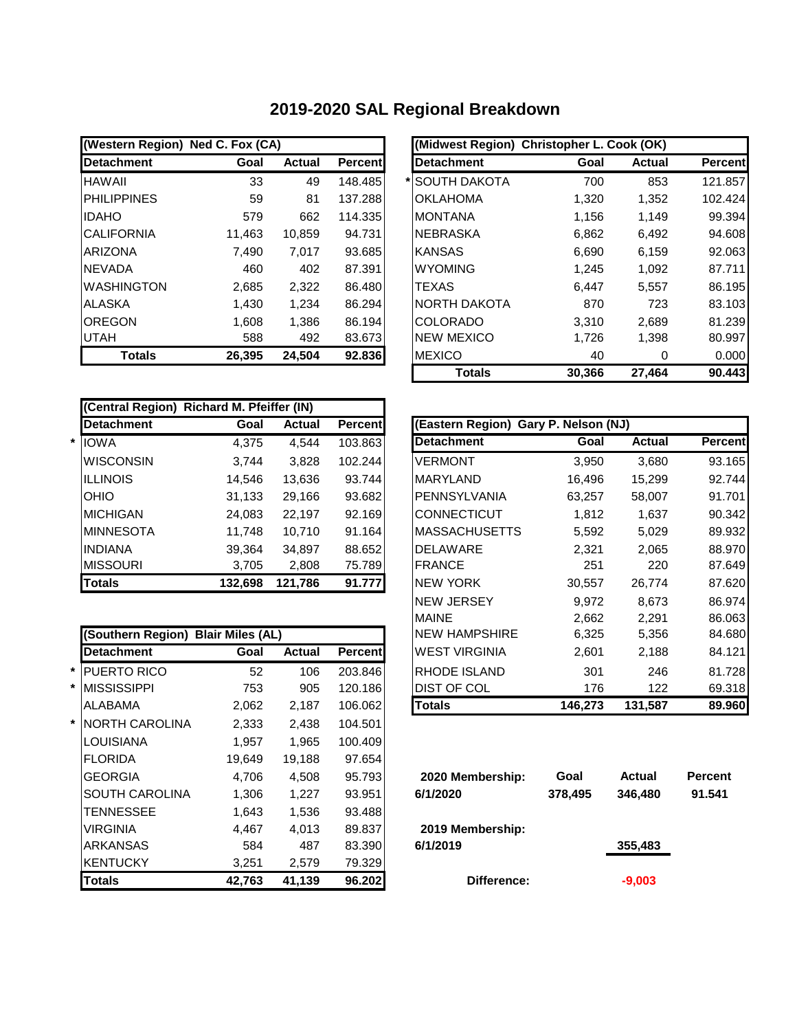# 2019-2020 SAL Regional Breakdown

| (Western Region) Ned C. Fox (CA) | | | |
|---|---|---|---|
| **Detachment** | **Goal** | **Actual** | **Percent** |
| HAWAII | 33 | 49 | 148.485 |
| PHILIPPINES | 59 | 81 | 137.288 |
| IDAHO | 579 | 662 | 114.335 |
| CALIFORNIA | 11,463 | 10,859 | 94.731 |
| ARIZONA | 7,490 | 7,017 | 93.685 |
| NEVADA | 460 | 402 | 87.391 |
| WASHINGTON | 2,685 | 2,322 | 86.480 |
| ALASKA | 1,430 | 1,234 | 86.294 |
| OREGON | 1,608 | 1,386 | 86.194 |
| UTAH | 588 | 492 | 83.673 |
| **Totals** | **26,395** | **24,504** | **92.836** |

| | (Midwest Region) Christopher L. Cook (OK) | | | |
|---|---|---|---|---|
| | **Detachment** | **Goal** | **Actual** | **Percent** |
| * | SOUTH DAKOTA | 700 | 853 | 121.857 |
| | OKLAHOMA | 1,320 | 1,352 | 102.424 |
| | MONTANA | 1,156 | 1,149 | 99.394 |
| | NEBRASKA | 6,862 | 6,492 | 94.608 |
| | KANSAS | 6,690 | 6,159 | 92.063 |
| | WYOMING | 1,245 | 1,092 | 87.711 |
| | TEXAS | 6,447 | 5,557 | 86.195 |
| | NORTH DAKOTA | 870 | 723 | 83.103 |
| | COLORADO | 3,310 | 2,689 | 81.239 |
| | NEW MEXICO | 1,726 | 1,398 | 80.997 |
| | MEXICO | 40 | 0 | 0.000 |
| | **Totals** | **30,366** | **27,464** | **90.443** |

| | (Central Region) Richard M. Pfeiffer (IN) | | | |
|---|---|---|---|---|
| | **Detachment** | **Goal** | **Actual** | **Percent** |
| * | IOWA | 4,375 | 4,544 | 103.863 |
| | WISCONSIN | 3,744 | 3,828 | 102.244 |
| | ILLINOIS | 14,546 | 13,636 | 93.744 |
| | OHIO | 31,133 | 29,166 | 93.682 |
| | MICHIGAN | 24,083 | 22,197 | 92.169 |
| | MINNESOTA | 11,748 | 10,710 | 91.164 |
| | INDIANA | 39,364 | 34,897 | 88.652 |
| | MISSOURI | 3,705 | 2,808 | 75.789 |
| | **Totals** | **132,698** | **121,786** | **91.777** |

| (Eastern Region) Gary P. Nelson (NJ) | | | |
|---|---|---|---|
| **Detachment** | **Goal** | **Actual** | **Percent** |
| VERMONT | 3,950 | 3,680 | 93.165 |
| MARYLAND | 16,496 | 15,299 | 92.744 |
| PENNSYLVANIA | 63,257 | 58,007 | 91.701 |
| CONNECTICUT | 1,812 | 1,637 | 90.342 |
| MASSACHUSETTS | 5,592 | 5,029 | 89.932 |
| DELAWARE | 2,321 | 2,065 | 88.970 |
| FRANCE | 251 | 220 | 87.649 |
| NEW YORK | 30,557 | 26,774 | 87.620 |
| NEW JERSEY | 9,972 | 8,673 | 86.974 |
| MAINE | 2,662 | 2,291 | 86.063 |
| NEW HAMPSHIRE | 6,325 | 5,356 | 84.680 |
| WEST VIRGINIA | 2,601 | 2,188 | 84.121 |
| RHODE ISLAND | 301 | 246 | 81.728 |
| DIST OF COL | 176 | 122 | 69.318 |
| **Totals** | **146,273** | **131,587** | **89.960** |

| | (Southern Region) Blair Miles (AL) | | | |
|---|---|---|---|---|
| | **Detachment** | **Goal** | **Actual** | **Percent** |
| * | PUERTO RICO | 52 | 106 | 203.846 |
| * | MISSISSIPPI | 753 | 905 | 120.186 |
| | ALABAMA | 2,062 | 2,187 | 106.062 |
| * | NORTH CAROLINA | 2,333 | 2,438 | 104.501 |
| | LOUISIANA | 1,957 | 1,965 | 100.409 |
| | FLORIDA | 19,649 | 19,188 | 97.654 |
| | GEORGIA | 4,706 | 4,508 | 95.793 |
| | SOUTH CAROLINA | 1,306 | 1,227 | 93.951 |
| | TENNESSEE | 1,643 | 1,536 | 93.488 |
| | VIRGINIA | 4,467 | 4,013 | 89.837 |
| | ARKANSAS | 584 | 487 | 83.390 |
| | KENTUCKY | 3,251 | 2,579 | 79.329 |
| | **Totals** | **42,763** | **41,139** | **96.202** |

| **2020 Membership:** | **Goal** | **Actual** | **Percent** |
|---|---|---|---|
| 6/1/2020 | 378,495 | 346,480 | 91.541 |
| **2019 Membership:** | | | |
| 6/1/2019 | | 355,483 | |
| **Difference:** | | -9,003 | |